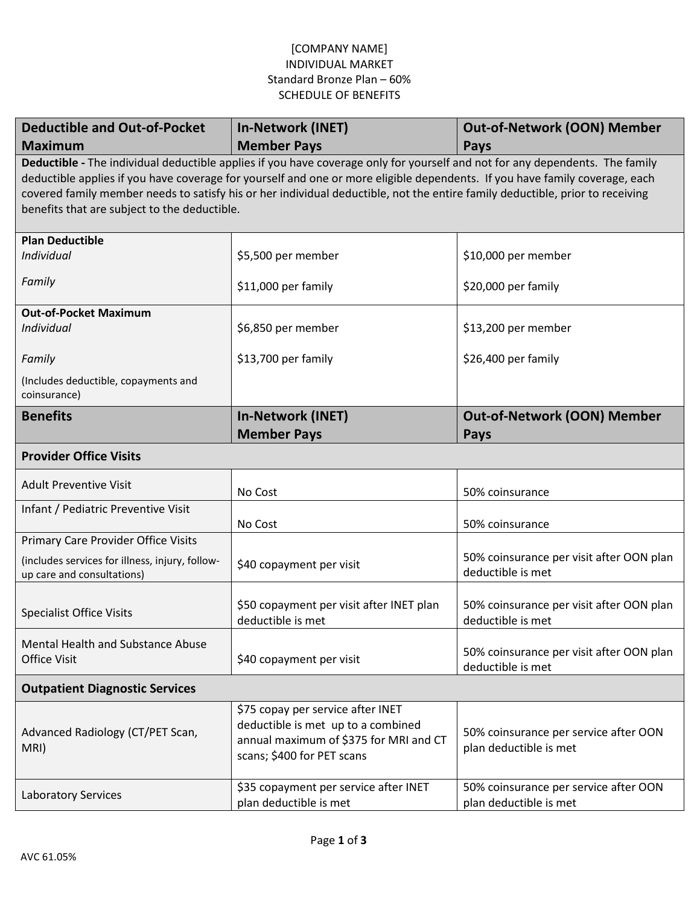[COMPANY NAME]
INDIVIDUAL MARKET
Standard Bronze Plan – 60%
SCHEDULE OF BENEFITS

| Deductible and Out-of-Pocket Maximum | In-Network (INET) Member Pays | Out-of-Network (OON) Member Pays |
|---|---|---|
| **Deductible -** The individual deductible applies if you have coverage only for yourself and not for any dependents. The family deductible applies if you have coverage for yourself and one or more eligible dependents. If you have family coverage, each covered family member needs to satisfy his or her individual deductible, not the entire family deductible, prior to receiving benefits that are subject to the deductible. | | |
| **Plan Deductible** | | |
| *Individual* | $5,500 per member | $10,000 per member |
| *Family* | $11,000 per family | $20,000 per family |
| **Out-of-Pocket Maximum** | | |
| *Individual* | $6,850 per member | $13,200 per member |
| *Family* | $13,700 per family | $26,400 per family |
| (Includes deductible, copayments and coinsurance) | | |
| **Benefits** | **In-Network (INET) Member Pays** | **Out-of-Network (OON) Member Pays** |
| **Provider Office Visits** | | |
| Adult Preventive Visit | No Cost | 50% coinsurance |
| Infant / Pediatric Preventive Visit | No Cost | 50% coinsurance |
| Primary Care Provider Office Visits (includes services for illness, injury, follow-up care and consultations) | $40 copayment per visit | 50% coinsurance per visit after OON plan deductible is met |
| Specialist Office Visits | $50 copayment per visit after INET plan deductible is met | 50% coinsurance per visit after OON plan deductible is met |
| Mental Health and Substance Abuse Office Visit | $40 copayment per visit | 50% coinsurance per visit after OON plan deductible is met |
| **Outpatient Diagnostic Services** | | |
| Advanced Radiology (CT/PET Scan, MRI) | $75 copay per service after INET deductible is met up to a combined annual maximum of $375 for MRI and CT scans; $400 for PET scans | 50% coinsurance per service after OON plan deductible is met |
| Laboratory Services | $35 copayment per service after INET plan deductible is met | 50% coinsurance per service after OON plan deductible is met |

AVC 61.05%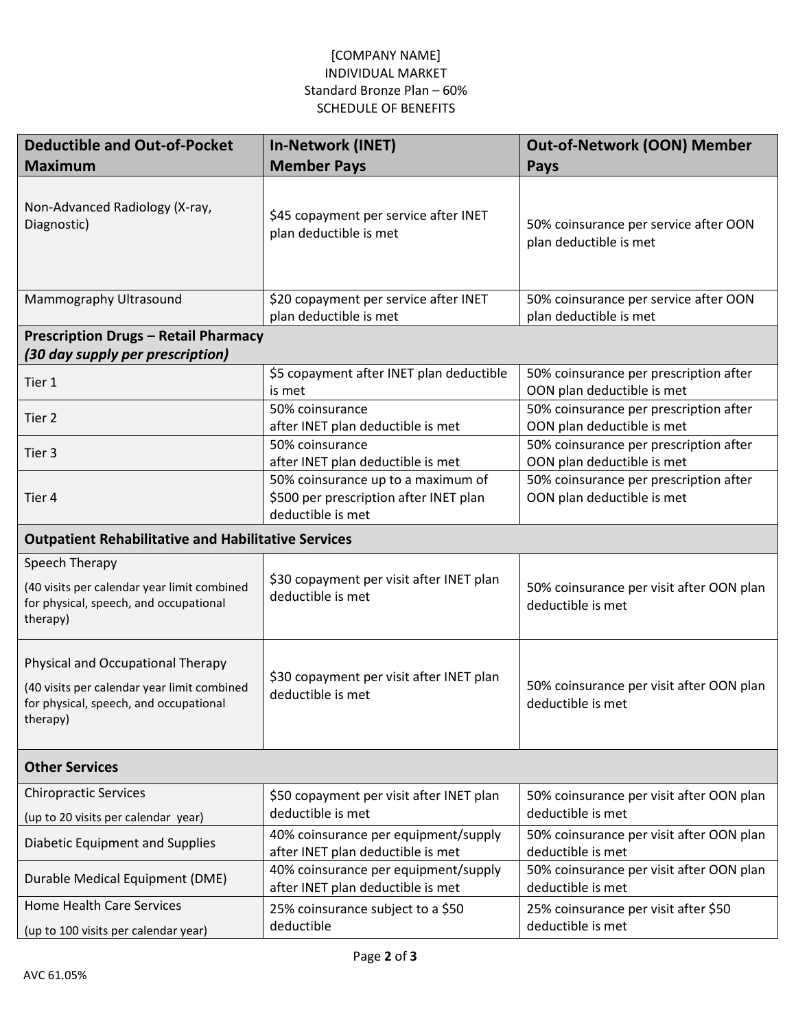[COMPANY NAME]
INDIVIDUAL MARKET
Standard Bronze Plan – 60%
SCHEDULE OF BENEFITS

| Deductible and Out-of-Pocket Maximum | In-Network (INET) Member Pays | Out-of-Network (OON) Member Pays |
|---|---|---|
| Non-Advanced Radiology (X-ray, Diagnostic) | $45 copayment per service after INET plan deductible is met | 50% coinsurance per service after OON plan deductible is met |
| Mammography Ultrasound | $20 copayment per service after INET plan deductible is met | 50% coinsurance per service after OON plan deductible is met |
| **Prescription Drugs – Retail Pharmacy** ***(30 day supply per prescription)*** | | |
| Tier 1 | $5 copayment after INET plan deductible is met | 50% coinsurance per prescription after OON plan deductible is met |
| Tier 2 | 50% coinsurance after INET plan deductible is met | 50% coinsurance per prescription after OON plan deductible is met |
| Tier 3 | 50% coinsurance after INET plan deductible is met | 50% coinsurance per prescription after OON plan deductible is met |
| Tier 4 | 50% coinsurance up to a maximum of $500 per prescription after INET plan deductible is met | 50% coinsurance per prescription after OON plan deductible is met |
| **Outpatient Rehabilitative and Habilitative Services** | | |
| Speech Therapy (40 visits per calendar year limit combined for physical, speech, and occupational therapy) | $30 copayment per visit after INET plan deductible is met | 50% coinsurance per visit after OON plan deductible is met |
| Physical and Occupational Therapy (40 visits per calendar year limit combined for physical, speech, and occupational therapy) | $30 copayment per visit after INET plan deductible is met | 50% coinsurance per visit after OON plan deductible is met |
| **Other Services** | | |
| Chiropractic Services (up to 20 visits per calendar year) | $50 copayment per visit after INET plan deductible is met | 50% coinsurance per visit after OON plan deductible is met |
| Diabetic Equipment and Supplies | 40% coinsurance per equipment/supply after INET plan deductible is met | 50% coinsurance per visit after OON plan deductible is met |
| Durable Medical Equipment (DME) | 40% coinsurance per equipment/supply after INET plan deductible is met | 50% coinsurance per visit after OON plan deductible is met |
| Home Health Care Services (up to 100 visits per calendar year) | 25% coinsurance subject to a $50 deductible | 25% coinsurance per visit after $50 deductible is met |

AVC 61.05%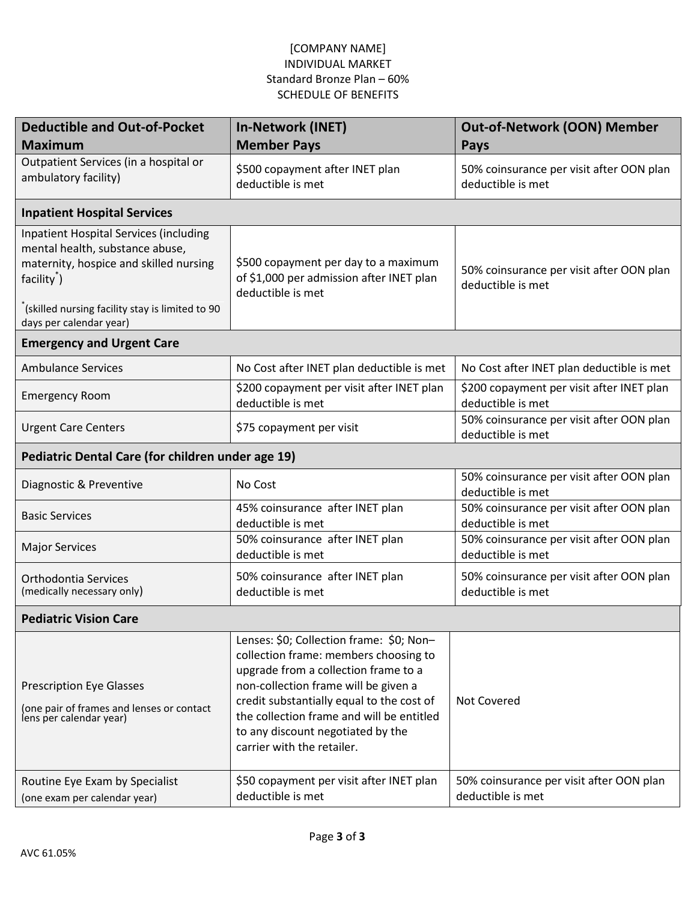[COMPANY NAME]
INDIVIDUAL MARKET
Standard Bronze Plan – 60%
SCHEDULE OF BENEFITS

| Deductible and Out-of-Pocket Maximum | In-Network (INET) Member Pays | Out-of-Network (OON) Member Pays |
|---|---|---|
| Outpatient Services (in a hospital or ambulatory facility) | $500 copayment after INET plan deductible is met | 50% coinsurance per visit after OON plan deductible is met |
| **Inpatient Hospital Services** | | |
| Inpatient Hospital Services (including mental health, substance abuse, maternity, hospice and skilled nursing facility*)<br><br>*(skilled nursing facility stay is limited to 90 days per calendar year) | $500 copayment per day to a maximum of $1,000 per admission after INET plan deductible is met | 50% coinsurance per visit after OON plan deductible is met |
| **Emergency and Urgent Care** | | |
| Ambulance Services | No Cost after INET plan deductible is met | No Cost after INET plan deductible is met |
| Emergency Room | $200 copayment per visit after INET plan deductible is met | $200 copayment per visit after INET plan deductible is met |
| Urgent Care Centers | $75 copayment per visit | 50% coinsurance per visit after OON plan deductible is met |
| **Pediatric Dental Care (for children under age 19)** | | |
| Diagnostic & Preventive | No Cost | 50% coinsurance per visit after OON plan deductible is met |
| Basic Services | 45% coinsurance after INET plan deductible is met | 50% coinsurance per visit after OON plan deductible is met |
| Major Services | 50% coinsurance after INET plan deductible is met | 50% coinsurance per visit after OON plan deductible is met |
| Orthodontia Services (medically necessary only) | 50% coinsurance after INET plan deductible is met | 50% coinsurance per visit after OON plan deductible is met |
| **Pediatric Vision Care** | | |
| Prescription Eye Glasses<br><br>(one pair of frames and lenses or contact lens per calendar year) | Lenses: $0; Collection frame: $0; Non–collection frame: members choosing to upgrade from a collection frame to a non-collection frame will be given a credit substantially equal to the cost of the collection frame and will be entitled to any discount negotiated by the carrier with the retailer. | Not Covered |
| Routine Eye Exam by Specialist (one exam per calendar year) | $50 copayment per visit after INET plan deductible is met | 50% coinsurance per visit after OON plan deductible is met |

AVC 61.05%